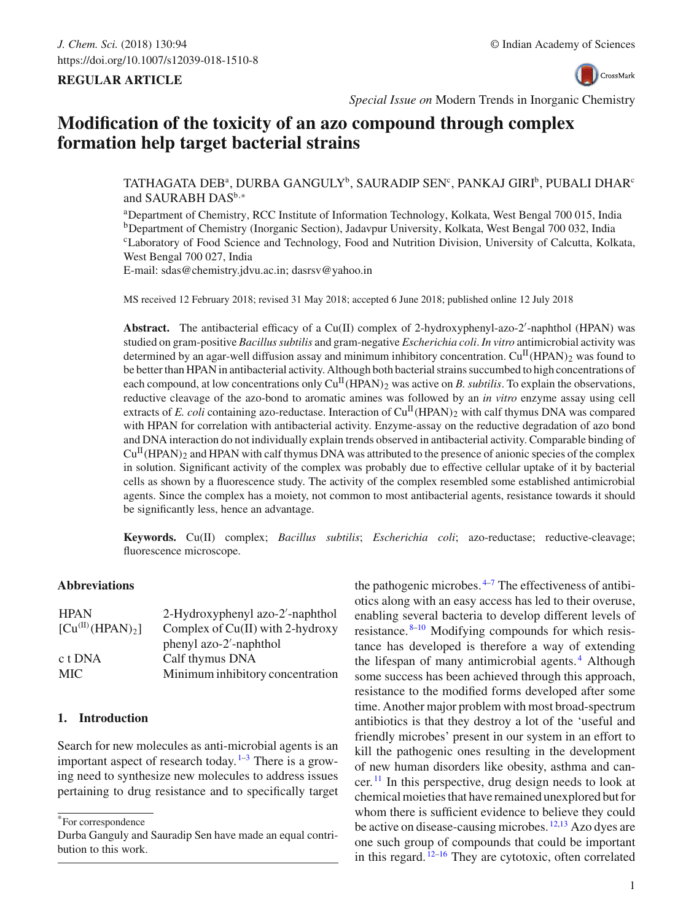REGULAR ARTICLE

*Special Issue on* Modern Trends in Inorganic Chemistry

# Modification of the toxicity of an azo compound through complex formation help target bacterial strains

TATHAGATA DEB[a], DURBA GANGULY[b], SAURADIP SEN[c], PANKAJ GIRI[b], PUBALI DHAR[c] and SAURABH DAS[b,*]

[a]Department of Chemistry, RCC Institute of Information Technology, Kolkata, West Bengal 700 015, India
[b]Department of Chemistry (Inorganic Section), Jadavpur University, Kolkata, West Bengal 700 032, India
[c]Laboratory of Food Science and Technology, Food and Nutrition Division, University of Calcutta, Kolkata, West Bengal 700 027, India
E-mail: sdas@chemistry.jdvu.ac.in; dasrsv@yahoo.in

MS received 12 February 2018; revised 31 May 2018; accepted 6 June 2018; published online 12 July 2018

**Abstract.** The antibacterial efficacy of a Cu(II) complex of 2-hydroxyphenyl-azo-2′-naphthol (HPAN) was studied on gram-positive *Bacillus subtilis* and gram-negative *Escherichia coli*. *In vitro* antimicrobial activity was determined by an agar-well diffusion assay and minimum inhibitory concentration. $Cu^{II}(HPAN)_2$ was found to be better than HPAN in antibacterial activity. Although both bacterial strains succumbed to high concentrations of each compound, at low concentrations only $Cu^{II}(HPAN)_2$ was active on *B. subtilis*. To explain the observations, reductive cleavage of the azo-bond to aromatic amines was followed by an *in vitro* enzyme assay using cell extracts of *E. coli* containing azo-reductase. Interaction of $Cu^{II}(HPAN)_2$ with calf thymus DNA was compared with HPAN for correlation with antibacterial activity. Enzyme-assay on the reductive degradation of azo bond and DNA interaction do not individually explain trends observed in antibacterial activity. Comparable binding of $Cu^{II}(HPAN)_2$ and HPAN with calf thymus DNA was attributed to the presence of anionic species of the complex in solution. Significant activity of the complex was probably due to effective cellular uptake of it by bacterial cells as shown by a fluorescence study. The activity of the complex resembled some established antimicrobial agents. Since the complex has a moiety, not common to most antibacterial agents, resistance towards it should be significantly less, hence an advantage.

**Keywords.** Cu(II) complex; *Bacillus subtilis*; *Escherichia coli*; azo-reductase; reductive-cleavage; fluorescence microscope.

**Abbreviations**

| | |
|---|---|
| HPAN | 2-Hydroxyphenyl azo-2′-naphthol |
| $[Cu^{(II)}(HPAN)_2]$ | Complex of Cu(II) with 2-hydroxy phenyl azo-2′-naphthol |
| c t DNA | Calf thymus DNA |
| MIC | Minimum inhibitory concentration |

## 1. Introduction

Search for new molecules as anti-microbial agents is an important aspect of research today.[1–3] There is a growing need to synthesize new molecules to address issues pertaining to drug resistance and to specifically target the pathogenic microbes.[4–7] The effectiveness of antibiotics along with an easy access has led to their overuse, enabling several bacteria to develop different levels of resistance.[8–10] Modifying compounds for which resistance has developed is therefore a way of extending the lifespan of many antimicrobial agents.[4] Although some success has been achieved through this approach, resistance to the modified forms developed after some time. Another major problem with most broad-spectrum antibiotics is that they destroy a lot of the 'useful and friendly microbes' present in our system in an effort to kill the pathogenic ones resulting in the development of new human disorders like obesity, asthma and cancer.[11] In this perspective, drug design needs to look at chemical moieties that have remained unexplored but for whom there is sufficient evidence to believe they could be active on disease-causing microbes.[12,13] Azo dyes are one such group of compounds that could be important in this regard.[12–16] They are cytotoxic, often correlated

*For correspondence
Durba Ganguly and Sauradip Sen have made an equal contribution to this work.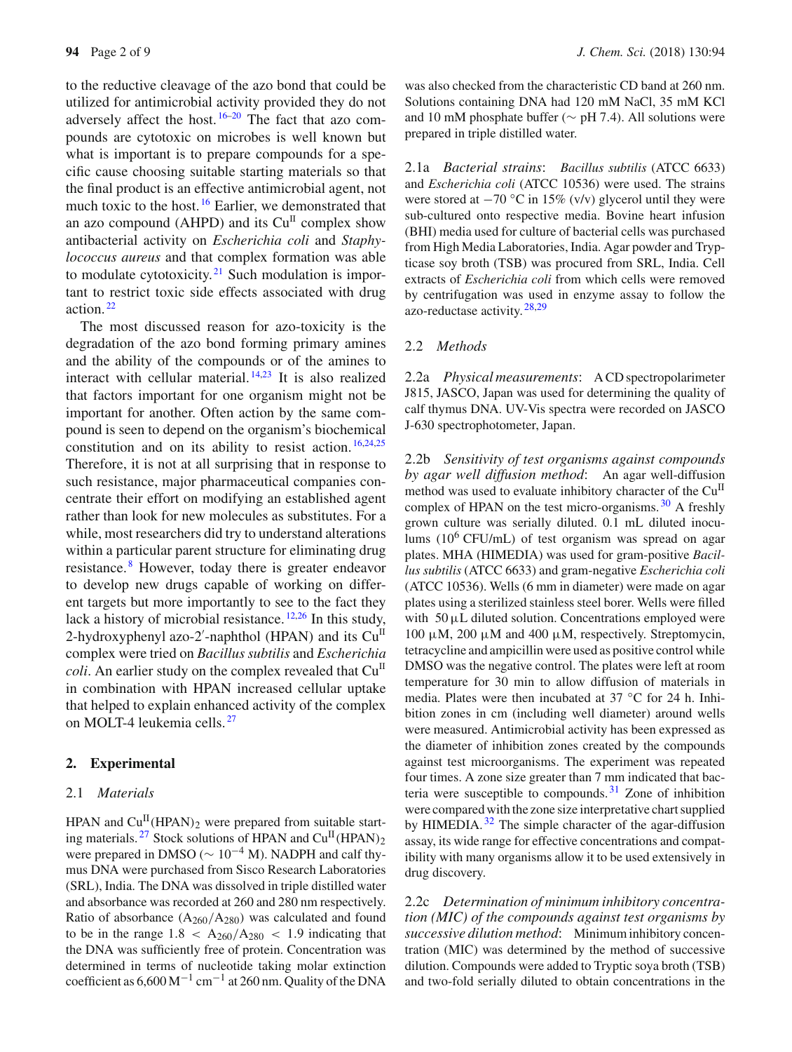to the reductive cleavage of the azo bond that could be utilized for antimicrobial activity provided they do not adversely affect the host.[16–20] The fact that azo compounds are cytotoxic on microbes is well known but what is important is to prepare compounds for a specific cause choosing suitable starting materials so that the final product is an effective antimicrobial agent, not much toxic to the host.[16] Earlier, we demonstrated that an azo compound (AHPD) and its $Cu^{II}$ complex show antibacterial activity on *Escherichia coli* and *Staphylococcus aureus* and that complex formation was able to modulate cytotoxicity.[21] Such modulation is important to restrict toxic side effects associated with drug action.[22]

The most discussed reason for azo-toxicity is the degradation of the azo bond forming primary amines and the ability of the compounds or of the amines to interact with cellular material.[14,23] It is also realized that factors important for one organism might not be important for another. Often action by the same compound is seen to depend on the organism's biochemical constitution and on its ability to resist action.[16,24,25] Therefore, it is not at all surprising that in response to such resistance, major pharmaceutical companies concentrate their effort on modifying an established agent rather than look for new molecules as substitutes. For a while, most researchers did try to understand alterations within a particular parent structure for eliminating drug resistance.[8] However, today there is greater endeavor to develop new drugs capable of working on different targets but more importantly to see to the fact they lack a history of microbial resistance.[12,26] In this study, 2-hydroxyphenyl azo-2′-naphthol (HPAN) and its $Cu^{II}$ complex were tried on *Bacillus subtilis* and *Escherichia coli*. An earlier study on the complex revealed that $Cu^{II}$ in combination with HPAN increased cellular uptake that helped to explain enhanced activity of the complex on MOLT-4 leukemia cells.[27]

## 2. Experimental

### 2.1 *Materials*

HPAN and $Cu^{II}(HPAN)_2$ were prepared from suitable starting materials.[27] Stock solutions of HPAN and $Cu^{II}(HPAN)_2$ were prepared in DMSO ($\sim 10^{-4}$ M). NADPH and calf thymus DNA were purchased from Sisco Research Laboratories (SRL), India. The DNA was dissolved in triple distilled water and absorbance was recorded at 260 and 280 nm respectively. Ratio of absorbance ($A_{260}/A_{280}$) was calculated and found to be in the range $1.8 < A_{260}/A_{280} < 1.9$ indicating that the DNA was sufficiently free of protein. Concentration was determined in terms of nucleotide taking molar extinction coefficient as 6,600 $M^{-1}$ $cm^{-1}$ at 260 nm. Quality of the DNA was also checked from the characteristic CD band at 260 nm. Solutions containing DNA had 120 mM NaCl, 35 mM KCl and 10 mM phosphate buffer ($\sim$ pH 7.4). All solutions were prepared in triple distilled water.

2.1a *Bacterial strains*: *Bacillus subtilis* (ATCC 6633) and *Escherichia coli* (ATCC 10536) were used. The strains were stored at −70 °C in 15% (v/v) glycerol until they were sub-cultured onto respective media. Bovine heart infusion (BHI) media used for culture of bacterial cells was purchased from High Media Laboratories, India. Agar powder and Trypticase soy broth (TSB) was procured from SRL, India. Cell extracts of *Escherichia coli* from which cells were removed by centrifugation was used in enzyme assay to follow the azo-reductase activity.[28,29]

### 2.2 *Methods*

2.2a *Physical measurements*: A CD spectropolarimeter J815, JASCO, Japan was used for determining the quality of calf thymus DNA. UV-Vis spectra were recorded on JASCO J-630 spectrophotometer, Japan.

2.2b *Sensitivity of test organisms against compounds by agar well diffusion method*: An agar well-diffusion method was used to evaluate inhibitory character of the $Cu^{II}$ complex of HPAN on the test micro-organisms.[30] A freshly grown culture was serially diluted. 0.1 mL diluted inoculums ($10^6$ CFU/mL) of test organism was spread on agar plates. MHA (HIMEDIA) was used for gram-positive *Bacillus subtilis* (ATCC 6633) and gram-negative *Escherichia coli* (ATCC 10536). Wells (6 mm in diameter) were made on agar plates using a sterilized stainless steel borer. Wells were filled with 50 μL diluted solution. Concentrations employed were 100 μM, 200 μM and 400 μM, respectively. Streptomycin, tetracycline and ampicillin were used as positive control while DMSO was the negative control. The plates were left at room temperature for 30 min to allow diffusion of materials in media. Plates were then incubated at 37 °C for 24 h. Inhibition zones in cm (including well diameter) around wells were measured. Antimicrobial activity has been expressed as the diameter of inhibition zones created by the compounds against test microorganisms. The experiment was repeated four times. A zone size greater than 7 mm indicated that bacteria were susceptible to compounds.[31] Zone of inhibition were compared with the zone size interpretative chart supplied by HIMEDIA.[32] The simple character of the agar-diffusion assay, its wide range for effective concentrations and compatibility with many organisms allow it to be used extensively in drug discovery.

2.2c *Determination of minimum inhibitory concentration (MIC) of the compounds against test organisms by successive dilution method*: Minimum inhibitory concentration (MIC) was determined by the method of successive dilution. Compounds were added to Tryptic soya broth (TSB) and two-fold serially diluted to obtain concentrations in the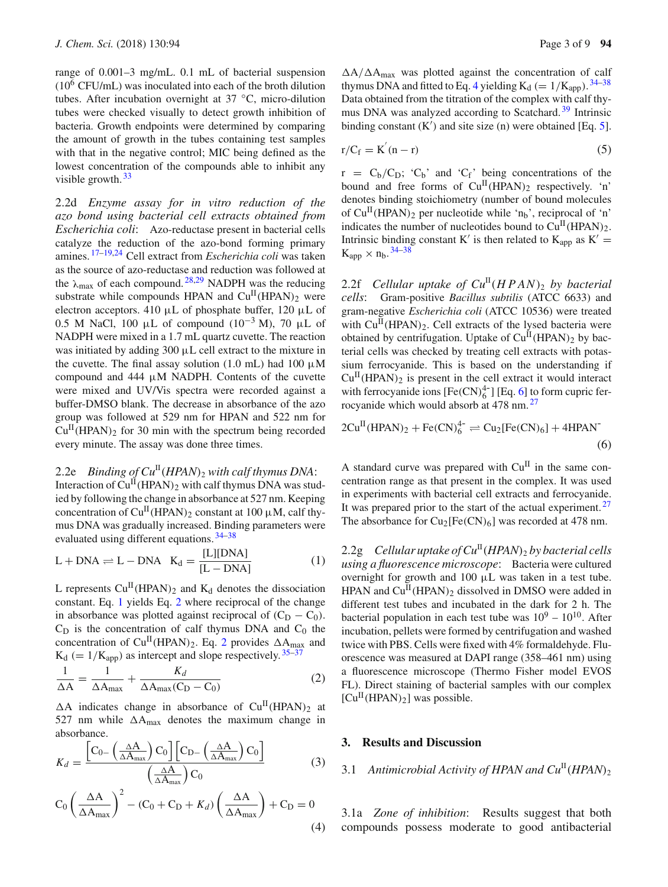range of 0.001–3 mg/mL. 0.1 mL of bacterial suspension ($10^6$ CFU/mL) was inoculated into each of the broth dilution tubes. After incubation overnight at 37 °C, micro-dilution tubes were checked visually to detect growth inhibition of bacteria. Growth endpoints were determined by comparing the amount of growth in the tubes containing test samples with that in the negative control; MIC being defined as the lowest concentration of the compounds able to inhibit any visible growth.[33]

2.2d *Enzyme assay for in vitro reduction of the azo bond using bacterial cell extracts obtained from Escherichia coli*: Azo-reductase present in bacterial cells catalyze the reduction of the azo-bond forming primary amines.[17–19,24] Cell extract from *Escherichia coli* was taken as the source of azo-reductase and reduction was followed at the $\lambda_{max}$ of each compound.[28,29] NADPH was the reducing substrate while compounds HPAN and $Cu^{II}(HPAN)_2$ were electron acceptors. 410 µL of phosphate buffer, 120 µL of 0.5 M NaCl, 100 µL of compound ($10^{-3}$ M), 70 µL of NADPH were mixed in a 1.7 mL quartz cuvette. The reaction was initiated by adding 300 µL cell extract to the mixture in the cuvette. The final assay solution (1.0 mL) had 100 µM compound and 444 µM NADPH. Contents of the cuvette were mixed and UV/Vis spectra were recorded against a buffer-DMSO blank. The decrease in absorbance of the azo group was followed at 529 nm for HPAN and 522 nm for $Cu^{II}(HPAN)_2$ for 30 min with the spectrum being recorded every minute. The assay was done three times.

2.2e *Binding of $Cu^{II}(HPAN)_2$ with calf thymus DNA*: Interaction of $Cu^{II}(HPAN)_2$ with calf thymus DNA was studied by following the change in absorbance at 527 nm. Keeping concentration of $Cu^{II}(HPAN)_2$ constant at 100 µM, calf thymus DNA was gradually increased. Binding parameters were evaluated using different equations.[34–38]

$$L + DNA \rightleftharpoons L-DNA \quad K_d = \frac{[L][DNA]}{[L-DNA]} \tag{1}$$

L represents $Cu^{II}(HPAN)_2$ and $K_d$ denotes the dissociation constant. Eq. 1 yields Eq. 2 where reciprocal of the change in absorbance was plotted against reciprocal of $(C_D - C_0)$. $C_D$ is the concentration of calf thymus DNA and $C_0$ the concentration of $Cu^{II}(HPAN)_2$. Eq. 2 provides $\Delta A_{max}$ and $K_d$ ($= 1/K_{app}$) as intercept and slope respectively.[35–37]

$$\frac{1}{\Delta A} = \frac{1}{\Delta A_{max}} + \frac{K_d}{\Delta A_{max}(C_D - C_0)} \tag{2}$$

$\Delta A$ indicates change in absorbance of $Cu^{II}(HPAN)_2$ at 527 nm while $\Delta A_{max}$ denotes the maximum change in absorbance.

$$K_d = \frac{\left[C_0 - \left(\frac{\Delta A}{\Delta A_{max}}\right) C_0\right]\left[C_D - \left(\frac{\Delta A}{\Delta A_{max}}\right) C_0\right]}{\left(\frac{\Delta A}{\Delta A_{max}}\right) C_0} \tag{3}$$

$$C_0 \left(\frac{\Delta A}{\Delta A_{max}}\right)^2 - (C_0 + C_D + K_d)\left(\frac{\Delta A}{\Delta A_{max}}\right) + C_D = 0 \tag{4}$$

$\Delta A/\Delta A_{max}$ was plotted against the concentration of calf thymus DNA and fitted to Eq. 4 yielding $K_d$ ($= 1/K_{app}$).[34–38] Data obtained from the titration of the complex with calf thymus DNA was analyzed according to Scatchard.[39] Intrinsic binding constant ($K'$) and site size (n) were obtained [Eq. 5].

$$r/C_f = K'(n - r) \tag{5}$$

$r = C_b/C_D$; '$C_b$' and '$C_f$' being concentrations of the bound and free forms of $Cu^{II}(HPAN)_2$ respectively. 'n' denotes binding stoichiometry (number of bound molecules of $Cu^{II}(HPAN)_2$ per nucleotide while '$n_b$', reciprocal of 'n' indicates the number of nucleotides bound to $Cu^{II}(HPAN)_2$. Intrinsic binding constant $K'$ is then related to $K_{app}$ as $K' = K_{app} \times n_b$.[34–38]

2.2f *Cellular uptake of $Cu^{II}(HPAN)_2$ by bacterial cells*: Gram-positive *Bacillus subtilis* (ATCC 6633) and gram-negative *Escherichia coli* (ATCC 10536) were treated with $Cu^{II}(HPAN)_2$. Cell extracts of the lysed bacteria were obtained by centrifugation. Uptake of $Cu^{II}(HPAN)_2$ by bacterial cells was checked by treating cell extracts with potassium ferrocyanide. This is based on the understanding if $Cu^{II}(HPAN)_2$ is present in the cell extract it would interact with ferrocyanide ions $[Fe(CN)_6^{4-}]$ [Eq. 6] to form cupric ferrocyanide which would absorb at 478 nm.[27]

$$2Cu^{II}(HPAN)_2 + Fe(CN)_6^{4-} \rightleftharpoons Cu_2[Fe(CN)_6] + 4HPAN^- \tag{6}$$

A standard curve was prepared with $Cu^{II}$ in the same concentration range as that present in the complex. It was used in experiments with bacterial cell extracts and ferrocyanide. It was prepared prior to the start of the actual experiment.[27] The absorbance for $Cu_2[Fe(CN)_6]$ was recorded at 478 nm.

2.2g *Cellular uptake of $Cu^{II}(HPAN)_2$ by bacterial cells using a fluorescence microscope*: Bacteria were cultured overnight for growth and 100 µL was taken in a test tube. HPAN and $Cu^{II}(HPAN)_2$ dissolved in DMSO were added in different test tubes and incubated in the dark for 2 h. The bacterial population in each test tube was $10^9$ – $10^{10}$. After incubation, pellets were formed by centrifugation and washed twice with PBS. Cells were fixed with 4% formaldehyde. Fluorescence was measured at DAPI range (358–461 nm) using a fluorescence microscope (Thermo Fisher model EVOS FL). Direct staining of bacterial samples with our complex $[Cu^{II}(HPAN)_2]$ was possible.

## 3. Results and Discussion

### 3.1 *Antimicrobial Activity of HPAN and $Cu^{II}(HPAN)_2$*

3.1a *Zone of inhibition*: Results suggest that both compounds possess moderate to good antibacterial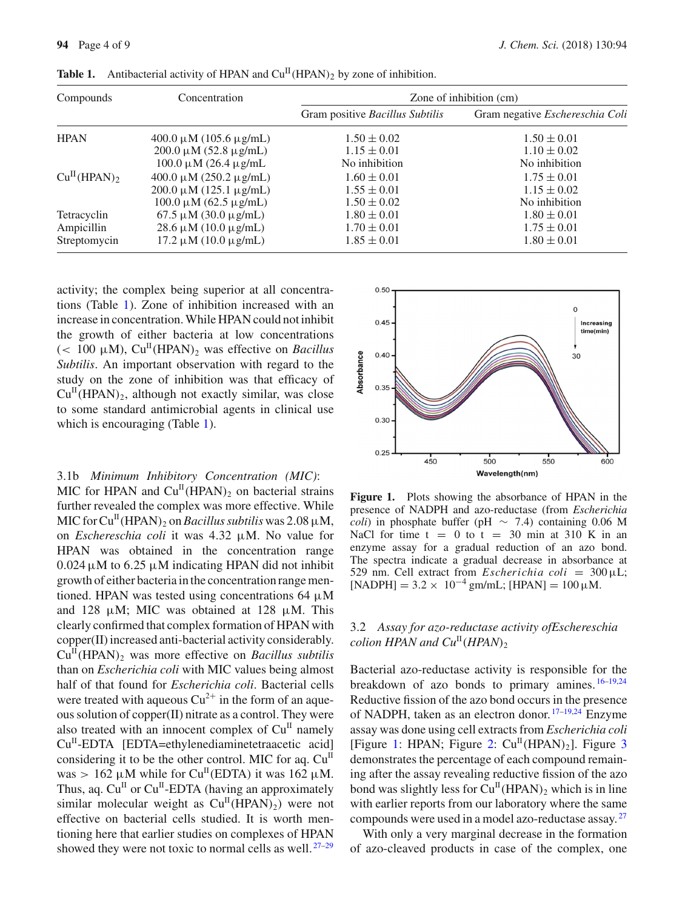**Table 1.** Antibacterial activity of HPAN and $Cu^{II}(HPAN)_2$ by zone of inhibition.

| Compounds | Concentration | Zone of inhibition (cm) | |
|---|---|---|---|
| | | Gram positive *Bacillus Subtilis* | Gram negative *Escherescia Coli* |
| HPAN | 400.0 μM (105.6 μg/mL) | 1.50 ± 0.02 | 1.50 ± 0.01 |
| | 200.0 μM (52.8 μg/mL) | 1.15 ± 0.01 | 1.10 ± 0.02 |
| | 100.0 μM (26.4 μg/mL | No inhibition | No inhibition |
| $Cu^{II}(HPAN)_2$ | 400.0 μM (250.2 μg/mL) | 1.60 ± 0.01 | 1.75 ± 0.01 |
| | 200.0 μM (125.1 μg/mL) | 1.55 ± 0.01 | 1.15 ± 0.02 |
| | 100.0 μM (62.5 μg/mL) | 1.50 ± 0.02 | No inhibition |
| Tetracyclin | 67.5 μM (30.0 μg/mL) | 1.80 ± 0.01 | 1.80 ± 0.01 |
| Ampicillin | 28.6 μM (10.0 μg/mL) | 1.70 ± 0.01 | 1.75 ± 0.01 |
| Streptomycin | 17.2 μM (10.0 μg/mL) | 1.85 ± 0.01 | 1.80 ± 0.01 |

activity; the complex being superior at all concentrations (Table 1). Zone of inhibition increased with an increase in concentration. While HPAN could not inhibit the growth of either bacteria at low concentrations (< 100 μM), $Cu^{II}(HPAN)_2$ was effective on *Bacillus Subtilis*. An important observation with regard to the study on the zone of inhibition was that efficacy of $Cu^{II}(HPAN)_2$, although not exactly similar, was close to some standard antimicrobial agents in clinical use which is encouraging (Table 1).

3.1b *Minimum Inhibitory Concentration (MIC)*: MIC for HPAN and $Cu^{II}(HPAN)_2$ on bacterial strains further revealed the complex was more effective. While MIC for $Cu^{II}(HPAN)_2$ on *Bacillus subtilis* was 2.08 μM, on *Escherescia coli* it was 4.32 μM. No value for HPAN was obtained in the concentration range 0.024 μM to 6.25 μM indicating HPAN did not inhibit growth of either bacteria in the concentration range mentioned. HPAN was tested using concentrations 64 μM and 128 μM; MIC was obtained at 128 μM. This clearly confirmed that complex formation of HPAN with copper(II) increased anti-bacterial activity considerably. $Cu^{II}(HPAN)_2$ was more effective on *Bacillus subtilis* than on *Escherichia coli* with MIC values being almost half of that found for *Escherichia coli*. Bacterial cells were treated with aqueous $Cu^{2+}$ in the form of an aqueous solution of copper(II) nitrate as a control. They were also treated with an innocent complex of $Cu^{II}$ namely $Cu^{II}$-EDTA [EDTA=ethylenediaminetetraacetic acid] considering it to be the other control. MIC for aq. $Cu^{II}$ was > 162 μM while for $Cu^{II}$(EDTA) it was 162 μM. Thus, aq. $Cu^{II}$ or $Cu^{II}$-EDTA (having an approximately similar molecular weight as $Cu^{II}(HPAN)_2$) were not effective on bacterial cells studied. It is worth mentioning here that earlier studies on complexes of HPAN showed they were not toxic to normal cells as well.[27–29]

**Figure 1.** Plots showing the absorbance of HPAN in the presence of NADPH and azo-reductase (from *Escherichia coli*) in phosphate buffer (pH ∼ 7.4) containing 0.06 M NaCl for time t = 0 to t = 30 min at 310 K in an enzyme assay for a gradual reduction of an azo bond. The spectra indicate a gradual decrease in absorbance at 529 nm. Cell extract from *Escherichia coli* = 300 μL; [NADPH] = $3.2 \times 10^{-4}$ gm/mL; [HPAN] = 100 μM.

### 3.2 *Assay for azo-reductase activity ofEscherescia colion HPAN and* $Cu^{II}(HPAN)_2$

Bacterial azo-reductase activity is responsible for the breakdown of azo bonds to primary amines.[16–19,24] Reductive fission of the azo bond occurs in the presence of NADPH, taken as an electron donor.[17–19,24] Enzyme assay was done using cell extracts from *Escherichia coli* [Figure 1: HPAN; Figure 2: $Cu^{II}(HPAN)_2$]. Figure 3 demonstrates the percentage of each compound remaining after the assay revealing reductive fission of the azo bond was slightly less for $Cu^{II}(HPAN)_2$ which is in line with earlier reports from our laboratory where the same compounds were used in a model azo-reductase assay.[27]

With only a very marginal decrease in the formation of azo-cleaved products in case of the complex, one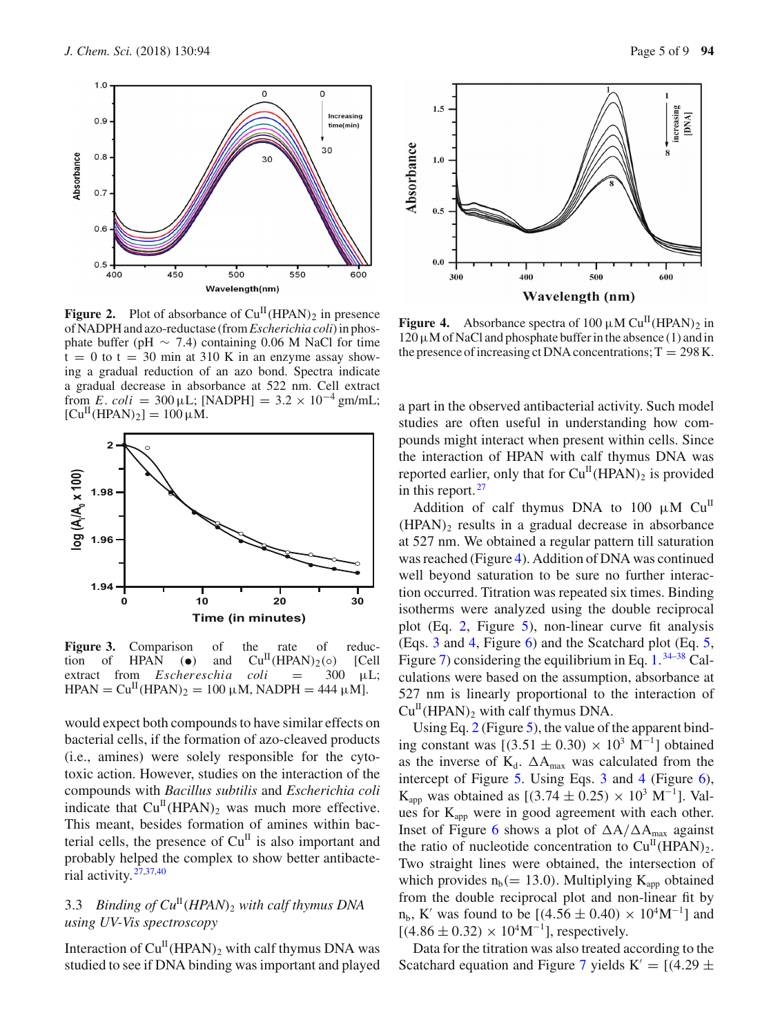**Figure 2.** Plot of absorbance of $Cu^{II}(HPAN)_2$ in presence of NADPH and azo-reductase (from *Escherichia coli*) in phosphate buffer (pH ~ 7.4) containing 0.06 M NaCl for time t = 0 to t = 30 min at 310 K in an enzyme assay showing a gradual reduction of an azo bond. Spectra indicate a gradual decrease in absorbance at 522 nm. Cell extract from *E. coli* = 300 μL; [NADPH] = $3.2 \times 10^{-4}$ gm/mL; $[Cu^{II}(HPAN)_2]$ = 100 μM.

**Figure 3.** Comparison of the rate of reduction of HPAN (●) and $Cu^{II}(HPAN)_2$(○) [Cell extract from *Eschereschia coli* = 300 μL; HPAN = $Cu^{II}(HPAN)_2$ = 100 μM, NADPH = 444 μM].

would expect both compounds to have similar effects on bacterial cells, if the formation of azo-cleaved products (i.e., amines) were solely responsible for the cytotoxic action. However, studies on the interaction of the compounds with *Bacillus subtilis* and *Escherichia coli* indicate that $Cu^{II}(HPAN)_2$ was much more effective. This meant, besides formation of amines within bacterial cells, the presence of $Cu^{II}$ is also important and probably helped the complex to show better antibacterial activity.[27,37,40]

### 3.3 *Binding of $Cu^{II}(HPAN)_2$ with calf thymus DNA using UV-Vis spectroscopy*

Interaction of $Cu^{II}(HPAN)_2$ with calf thymus DNA was studied to see if DNA binding was important and played a part in the observed antibacterial activity. Such model studies are often useful in understanding how compounds might interact when present within cells. Since the interaction of HPAN with calf thymus DNA was reported earlier, only that for $Cu^{II}(HPAN)_2$ is provided in this report.[27]

**Figure 4.** Absorbance spectra of 100 μM $Cu^{II}(HPAN)_2$ in 120 μM of NaCl and phosphate buffer in the absence (1) and in the presence of increasing ct DNA concentrations; T = 298 K.

Addition of calf thymus DNA to 100 μM $Cu^{II}(HPAN)_2$ results in a gradual decrease in absorbance at 527 nm. We obtained a regular pattern till saturation was reached (Figure 4). Addition of DNA was continued well beyond saturation to be sure no further interaction occurred. Titration was repeated six times. Binding isotherms were analyzed using the double reciprocal plot (Eq. 2, Figure 5), non-linear curve fit analysis (Eqs. 3 and 4, Figure 6) and the Scatchard plot (Eq. 5, Figure 7) considering the equilibrium in Eq. 1.[34–38] Calculations were based on the assumption, absorbance at 527 nm is linearly proportional to the interaction of $Cu^{II}(HPAN)_2$ with calf thymus DNA.

Using Eq. 2 (Figure 5), the value of the apparent binding constant was $[(3.51 \pm 0.30) \times 10^3\ M^{-1}]$ obtained as the inverse of $K_d$. $\Delta A_{max}$ was calculated from the intercept of Figure 5. Using Eqs. 3 and 4 (Figure 6), $K_{app}$ was obtained as $[(3.74 \pm 0.25) \times 10^3\ M^{-1}]$. Values for $K_{app}$ were in good agreement with each other. Inset of Figure 6 shows a plot of $\Delta A/\Delta A_{max}$ against the ratio of nucleotide concentration to $Cu^{II}(HPAN)_2$. Two straight lines were obtained, the intersection of which provides $n_b$(= 13.0). Multiplying $K_{app}$ obtained from the double reciprocal plot and non-linear fit by $n_b$, $K'$ was found to be $[(4.56 \pm 0.40) \times 10^4 M^{-1}]$ and $[(4.86 \pm 0.32) \times 10^4 M^{-1}]$, respectively.

Data for the titration was also treated according to the Scatchard equation and Figure 7 yields $K' = [(4.29 \pm$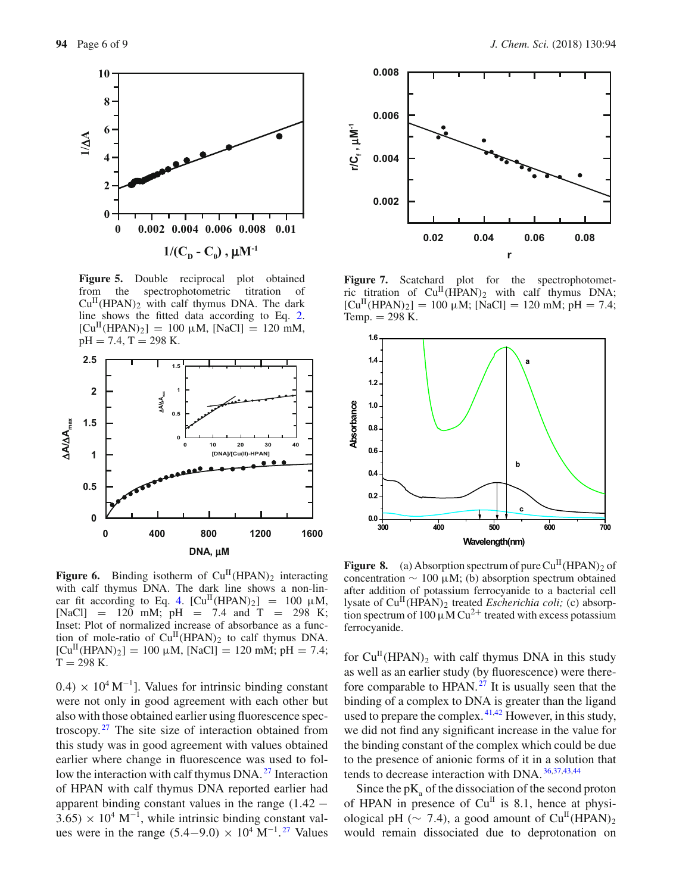**Figure 5.** Double reciprocal plot obtained from the spectrophotometric titration of $Cu^{II}(HPAN)_2$ with calf thymus DNA. The dark line shows the fitted data according to Eq. 2. $[Cu^{II}(HPAN)_2]$ = 100 μM, [NaCl] = 120 mM, pH = 7.4, T = 298 K.

**Figure 6.** Binding isotherm of $Cu^{II}(HPAN)_2$ interacting with calf thymus DNA. The dark line shows a non-linear fit according to Eq. 4. $[Cu^{II}(HPAN)_2]$ = 100 μM, [NaCl] = 120 mM; pH = 7.4 and T = 298 K; Inset: Plot of normalized increase of absorbance as a function of mole-ratio of $Cu^{II}(HPAN)_2$ to calf thymus DNA. $[Cu^{II}(HPAN)_2]$ = 100 μM, [NaCl] = 120 mM; pH = 7.4; T = 298 K.

0.4) × $10^4$ $M^{-1}$]. Values for intrinsic binding constant were not only in good agreement with each other but also with those obtained earlier using fluorescence spectroscopy.[27] The site size of interaction obtained from this study was in good agreement with values obtained earlier where change in fluorescence was used to follow the interaction with calf thymus DNA.[27] Interaction of HPAN with calf thymus DNA reported earlier had apparent binding constant values in the range (1.42 − 3.65) × $10^4$ $M^{-1}$, while intrinsic binding constant values were in the range (5.4−9.0) × $10^4$ $M^{-1}$.[27] Values

**Figure 7.** Scatchard plot for the spectrophotometric titration of $Cu^{II}(HPAN)_2$ with calf thymus DNA; $[Cu^{II}(HPAN)_2]$ = 100 μM; [NaCl] = 120 mM; pH = 7.4; Temp. = 298 K.

**Figure 8.** (a) Absorption spectrum of pure $Cu^{II}(HPAN)_2$ of concentration ∼ 100 μM; (b) absorption spectrum obtained after addition of potassium ferrocyanide to a bacterial cell lysate of $Cu^{II}(HPAN)_2$ treated *Escherichia coli;* (c) absorption spectrum of 100 μM $Cu^{2+}$ treated with excess potassium ferrocyanide.

for $Cu^{II}(HPAN)_2$ with calf thymus DNA in this study as well as an earlier study (by fluorescence) were therefore comparable to HPAN.[27] It is usually seen that the binding of a complex to DNA is greater than the ligand used to prepare the complex.[41,42] However, in this study, we did not find any significant increase in the value for the binding constant of the complex which could be due to the presence of anionic forms of it in a solution that tends to decrease interaction with DNA.[36,37,43,44]

Since the $pK_a$ of the dissociation of the second proton of HPAN in presence of $Cu^{II}$ is 8.1, hence at physiological pH (∼ 7.4), a good amount of $Cu^{II}(HPAN)_2$ would remain dissociated due to deprotonation on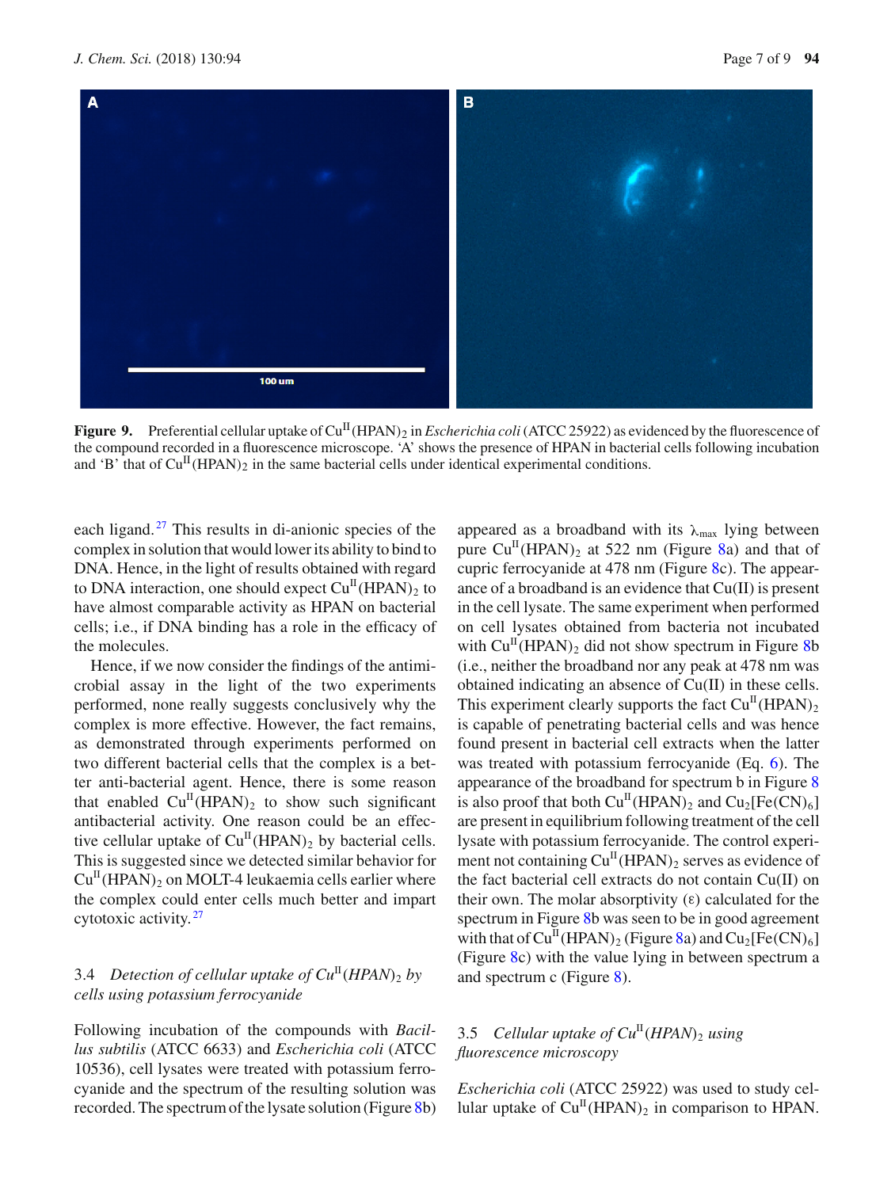**Figure 9.** Preferential cellular uptake of $Cu^{II}(HPAN)_2$ in *Escherichia coli* (ATCC 25922) as evidenced by the fluorescence of the compound recorded in a fluorescence microscope. 'A' shows the presence of HPAN in bacterial cells following incubation and 'B' that of $Cu^{II}(HPAN)_2$ in the same bacterial cells under identical experimental conditions.

each ligand.[27] This results in di-anionic species of the complex in solution that would lower its ability to bind to DNA. Hence, in the light of results obtained with regard to DNA interaction, one should expect $Cu^{II}(HPAN)_2$ to have almost comparable activity as HPAN on bacterial cells; i.e., if DNA binding has a role in the efficacy of the molecules.

Hence, if we now consider the findings of the antimicrobial assay in the light of the two experiments performed, none really suggests conclusively why the complex is more effective. However, the fact remains, as demonstrated through experiments performed on two different bacterial cells that the complex is a better anti-bacterial agent. Hence, there is some reason that enabled $Cu^{II}(HPAN)_2$ to show such significant antibacterial activity. One reason could be an effective cellular uptake of $Cu^{II}(HPAN)_2$ by bacterial cells. This is suggested since we detected similar behavior for $Cu^{II}(HPAN)_2$ on MOLT-4 leukaemia cells earlier where the complex could enter cells much better and impart cytotoxic activity.[27]

### 3.4 *Detection of cellular uptake of $Cu^{II}(HPAN)_2$ by cells using potassium ferrocyanide*

Following incubation of the compounds with *Bacillus subtilis* (ATCC 6633) and *Escherichia coli* (ATCC 10536), cell lysates were treated with potassium ferrocyanide and the spectrum of the resulting solution was recorded. The spectrum of the lysate solution (Figure 8b) appeared as a broadband with its $\lambda_{max}$ lying between pure $Cu^{II}(HPAN)_2$ at 522 nm (Figure 8a) and that of cupric ferrocyanide at 478 nm (Figure 8c). The appearance of a broadband is an evidence that Cu(II) is present in the cell lysate. The same experiment when performed on cell lysates obtained from bacteria not incubated with $Cu^{II}(HPAN)_2$ did not show spectrum in Figure 8b (i.e., neither the broadband nor any peak at 478 nm was obtained indicating an absence of Cu(II) in these cells. This experiment clearly supports the fact $Cu^{II}(HPAN)_2$ is capable of penetrating bacterial cells and was hence found present in bacterial cell extracts when the latter was treated with potassium ferrocyanide (Eq. 6). The appearance of the broadband for spectrum b in Figure 8 is also proof that both $Cu^{II}(HPAN)_2$ and $Cu_2[Fe(CN)_6]$ are present in equilibrium following treatment of the cell lysate with potassium ferrocyanide. The control experiment not containing $Cu^{II}(HPAN)_2$ serves as evidence of the fact bacterial cell extracts do not contain Cu(II) on their own. The molar absorptivity ($\varepsilon$) calculated for the spectrum in Figure 8b was seen to be in good agreement with that of $Cu^{II}(HPAN)_2$ (Figure 8a) and $Cu_2[Fe(CN)_6]$ (Figure 8c) with the value lying in between spectrum a and spectrum c (Figure 8).

### 3.5 *Cellular uptake of $Cu^{II}(HPAN)_2$ using fluorescence microscopy*

*Escherichia coli* (ATCC 25922) was used to study cellular uptake of $Cu^{II}(HPAN)_2$ in comparison to HPAN.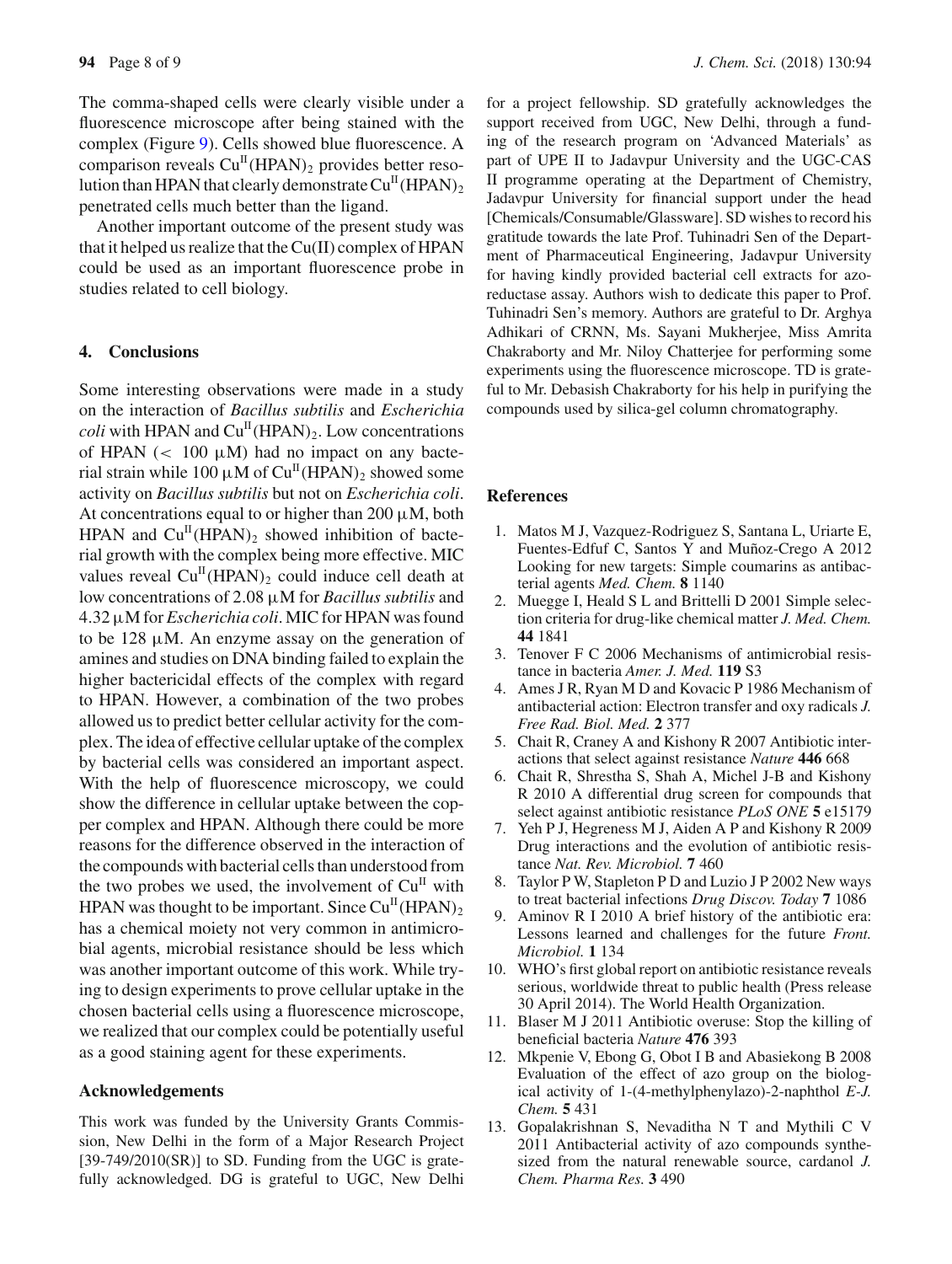The comma-shaped cells were clearly visible under a fluorescence microscope after being stained with the complex (Figure 9). Cells showed blue fluorescence. A comparison reveals $Cu^{II}(HPAN)_2$ provides better resolution than HPAN that clearly demonstrate $Cu^{II}(HPAN)_2$ penetrated cells much better than the ligand.

Another important outcome of the present study was that it helped us realize that the Cu(II) complex of HPAN could be used as an important fluorescence probe in studies related to cell biology.

## 4. Conclusions

Some interesting observations were made in a study on the interaction of *Bacillus subtilis* and *Escherichia coli* with HPAN and $Cu^{II}(HPAN)_2$. Low concentrations of HPAN ($< 100$ μM) had no impact on any bacterial strain while 100 μM of $Cu^{II}(HPAN)_2$ showed some activity on *Bacillus subtilis* but not on *Escherichia coli*. At concentrations equal to or higher than 200 μM, both HPAN and $Cu^{II}(HPAN)_2$ showed inhibition of bacterial growth with the complex being more effective. MIC values reveal $Cu^{II}(HPAN)_2$ could induce cell death at low concentrations of 2.08 μM for *Bacillus subtilis* and 4.32 μM for *Escherichia coli*. MIC for HPAN was found to be 128 μM. An enzyme assay on the generation of amines and studies on DNA binding failed to explain the higher bactericidal effects of the complex with regard to HPAN. However, a combination of the two probes allowed us to predict better cellular activity for the complex. The idea of effective cellular uptake of the complex by bacterial cells was considered an important aspect. With the help of fluorescence microscopy, we could show the difference in cellular uptake between the copper complex and HPAN. Although there could be more reasons for the difference observed in the interaction of the compounds with bacterial cells than understood from the two probes we used, the involvement of $Cu^{II}$ with HPAN was thought to be important. Since $Cu^{II}(HPAN)_2$ has a chemical moiety not very common in antimicrobial agents, microbial resistance should be less which was another important outcome of this work. While trying to design experiments to prove cellular uptake in the chosen bacterial cells using a fluorescence microscope, we realized that our complex could be potentially useful as a good staining agent for these experiments.

### Acknowledgements

This work was funded by the University Grants Commission, New Delhi in the form of a Major Research Project [39-749/2010(SR)] to SD. Funding from the UGC is gratefully acknowledged. DG is grateful to UGC, New Delhi for a project fellowship. SD gratefully acknowledges the support received from UGC, New Delhi, through a funding of the research program on 'Advanced Materials' as part of UPE II to Jadavpur University and the UGC-CAS II programme operating at the Department of Chemistry, Jadavpur University for financial support under the head [Chemicals/Consumable/Glassware]. SD wishes to record his gratitude towards the late Prof. Tuhinadri Sen of the Department of Pharmaceutical Engineering, Jadavpur University for having kindly provided bacterial cell extracts for azoreductase assay. Authors wish to dedicate this paper to Prof. Tuhinadri Sen's memory. Authors are grateful to Dr. Arghya Adhikari of CRNN, Ms. Sayani Mukherjee, Miss Amrita Chakraborty and Mr. Niloy Chatterjee for performing some experiments using the fluorescence microscope. TD is grateful to Mr. Debasish Chakraborty for his help in purifying the compounds used by silica-gel column chromatography.

## References

1. Matos M J, Vazquez-Rodriguez S, Santana L, Uriarte E, Fuentes-Edfuf C, Santos Y and Muñoz-Crego A 2012 Looking for new targets: Simple coumarins as antibacterial agents *Med. Chem.* **8** 1140
2. Muegge I, Heald S L and Brittelli D 2001 Simple selection criteria for drug-like chemical matter *J. Med. Chem.* **44** 1841
3. Tenover F C 2006 Mechanisms of antimicrobial resistance in bacteria *Amer. J. Med.* **119** S3
4. Ames J R, Ryan M D and Kovacic P 1986 Mechanism of antibacterial action: Electron transfer and oxy radicals *J. Free Rad. Biol. Med.* **2** 377
5. Chait R, Craney A and Kishony R 2007 Antibiotic interactions that select against resistance *Nature* **446** 668
6. Chait R, Shrestha S, Shah A, Michel J-B and Kishony R 2010 A differential drug screen for compounds that select against antibiotic resistance *PLoS ONE* **5** e15179
7. Yeh P J, Hegreness M J, Aiden A P and Kishony R 2009 Drug interactions and the evolution of antibiotic resistance *Nat. Rev. Microbiol.* **7** 460
8. Taylor P W, Stapleton P D and Luzio J P 2002 New ways to treat bacterial infections *Drug Discov. Today* **7** 1086
9. Aminov R I 2010 A brief history of the antibiotic era: Lessons learned and challenges for the future *Front. Microbiol.* **1** 134
10. WHO's first global report on antibiotic resistance reveals serious, worldwide threat to public health (Press release 30 April 2014). The World Health Organization.
11. Blaser M J 2011 Antibiotic overuse: Stop the killing of beneficial bacteria *Nature* **476** 393
12. Mkpenie V, Ebong G, Obot I B and Abasiekong B 2008 Evaluation of the effect of azo group on the biological activity of 1-(4-methylphenylazo)-2-naphthol *E-J. Chem.* **5** 431
13. Gopalakrishnan S, Nevaditha N T and Mythili C V 2011 Antibacterial activity of azo compounds synthesized from the natural renewable source, cardanol *J. Chem. Pharma Res.* **3** 490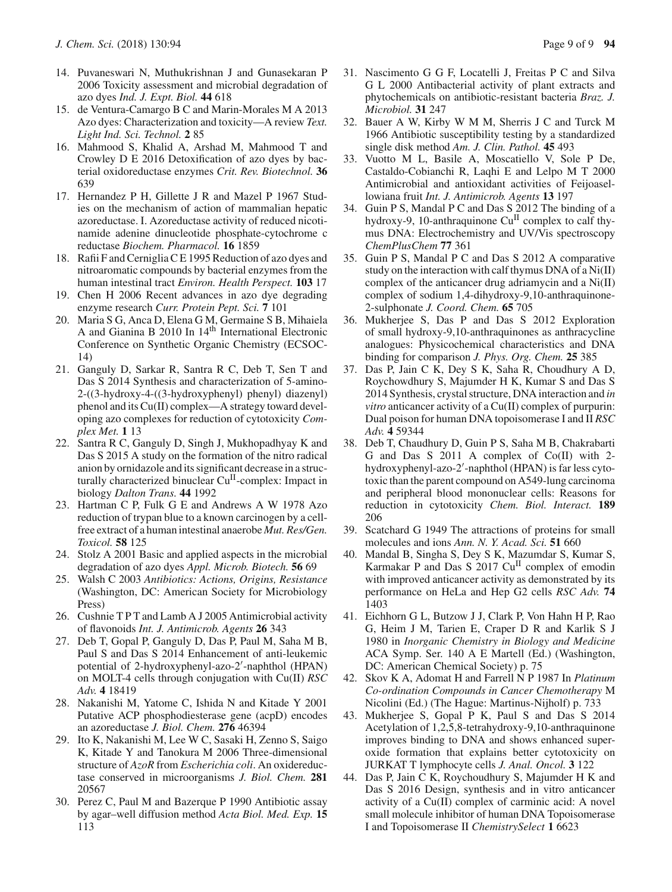14. Puvaneswari N, Muthukrishnan J and Gunasekaran P 2006 Toxicity assessment and microbial degradation of azo dyes *Ind. J. Expt. Biol.* **44** 618
15. de Ventura-Camargo B C and Marin-Morales M A 2013 Azo dyes: Characterization and toxicity—A review *Text. Light Ind. Sci. Technol.* **2** 85
16. Mahmood S, Khalid A, Arshad M, Mahmood T and Crowley D E 2016 Detoxification of azo dyes by bacterial oxidoreductase enzymes *Crit. Rev. Biotechnol.* **36** 639
17. Hernandez P H, Gillette J R and Mazel P 1967 Studies on the mechanism of action of mammalian hepatic azoreductase. I. Azoreductase activity of reduced nicotinamide adenine dinucleotide phosphate-cytochrome c reductase *Biochem. Pharmacol.* **16** 1859
18. Rafii F and Cerniglia C E 1995 Reduction of azo dyes and nitroaromatic compounds by bacterial enzymes from the human intestinal tract *Environ. Health Perspect.* **103** 17
19. Chen H 2006 Recent advances in azo dye degrading enzyme research *Curr. Protein Pept. Sci.* **7** 101
20. Maria S G, Anca D, Elena G M, Germaine S B, Mihaiela A and Gianina B 2010 In 14th International Electronic Conference on Synthetic Organic Chemistry (ECSOC-14)
21. Ganguly D, Sarkar R, Santra R C, Deb T, Sen T and Das S 2014 Synthesis and characterization of 5-amino-2-((3-hydroxy-4-((3-hydroxyphenyl) phenyl) diazenyl) phenol and its Cu(II) complex—A strategy toward developing azo complexes for reduction of cytotoxicity *Complex Met.* **1** 13
22. Santra R C, Ganguly D, Singh J, Mukhopadhyay K and Das S 2015 A study on the formation of the nitro radical anion by ornidazole and its significant decrease in a structurally characterized binuclear $Cu^{II}$-complex: Impact in biology *Dalton Trans.* **44** 1992
23. Hartman C P, Fulk G E and Andrews A W 1978 Azo reduction of trypan blue to a known carcinogen by a cell-free extract of a human intestinal anaerobe *Mut. Res/Gen. Toxicol.* **58** 125
24. Stolz A 2001 Basic and applied aspects in the microbial degradation of azo dyes *Appl. Microb. Biotech.* **56** 69
25. Walsh C 2003 *Antibiotics: Actions, Origins, Resistance* (Washington, DC: American Society for Microbiology Press)
26. Cushnie T P T and Lamb A J 2005 Antimicrobial activity of flavonoids *Int. J. Antimicrob. Agents* **26** 343
27. Deb T, Gopal P, Ganguly D, Das P, Paul M, Saha M B, Paul S and Das S 2014 Enhancement of anti-leukemic potential of 2-hydroxyphenyl-azo-2′-naphthol (HPAN) on MOLT-4 cells through conjugation with Cu(II) *RSC Adv.* **4** 18419
28. Nakanishi M, Yatome C, Ishida N and Kitade Y 2001 Putative ACP phosphodiesterase gene (acpD) encodes an azoreductase *J. Biol. Chem.* **276** 46394
29. Ito K, Nakanishi M, Lee W C, Sasaki H, Zenno S, Saigo K, Kitade Y and Tanokura M 2006 Three-dimensional structure of *AzoR* from *Escherichia coli*. An oxidereductase conserved in microorganisms *J. Biol. Chem.* **281** 20567
30. Perez C, Paul M and Bazerque P 1990 Antibiotic assay by agar–well diffusion method *Acta Biol. Med. Exp.* **15** 113
31. Nascimento G G F, Locatelli J, Freitas P C and Silva G L 2000 Antibacterial activity of plant extracts and phytochemicals on antibiotic-resistant bacteria *Braz. J. Microbiol.* **31** 247
32. Bauer A W, Kirby W M M, Sherris J C and Turck M 1966 Antibiotic susceptibility testing by a standardized single disk method *Am. J. Clin. Pathol.* **45** 493
33. Vuotto M L, Basile A, Moscatiello V, Sole P De, Castaldo-Cobianchi R, Laqhi E and Lelpo M T 2000 Antimicrobial and antioxidant activities of Feijoasellowiana fruit *Int. J. Antimicrob. Agents* **13** 197
34. Guin P S, Mandal P C and Das S 2012 The binding of a hydroxy-9, 10-anthraquinone $Cu^{II}$ complex to calf thymus DNA: Electrochemistry and UV/Vis spectroscopy *ChemPlusChem* **77** 361
35. Guin P S, Mandal P C and Das S 2012 A comparative study on the interaction with calf thymus DNA of a Ni(II) complex of the anticancer drug adriamycin and a Ni(II) complex of sodium 1,4-dihydroxy-9,10-anthraquinone-2-sulphonate *J. Coord. Chem.* **65** 705
36. Mukherjee S, Das P and Das S 2012 Exploration of small hydroxy-9,10-anthraquinones as anthracycline analogues: Physicochemical characteristics and DNA binding for comparison *J. Phys. Org. Chem.* **25** 385
37. Das P, Jain C K, Dey S K, Saha R, Choudhury A D, Roychowdhury S, Majumder H K, Kumar S and Das S 2014 Synthesis, crystal structure, DNA interaction and *in vitro* anticancer activity of a Cu(II) complex of purpurin: Dual poison for human DNA topoisomerase I and II *RSC Adv.* **4** 59344
38. Deb T, Chaudhury D, Guin P S, Saha M B, Chakrabarti G and Das S 2011 A complex of Co(II) with 2-hydroxyphenyl-azo-2′-naphthol (HPAN) is far less cytotoxic than the parent compound on A549-lung carcinoma and peripheral blood mononuclear cells: Reasons for reduction in cytotoxicity *Chem. Biol. Interact.* **189** 206
39. Scatchard G 1949 The attractions of proteins for small molecules and ions *Ann. N. Y. Acad. Sci.* **51** 660
40. Mandal B, Singha S, Dey S K, Mazumdar S, Kumar S, Karmakar P and Das S 2017 $Cu^{II}$ complex of emodin with improved anticancer activity as demonstrated by its performance on HeLa and Hep G2 cells *RSC Adv.* **74** 1403
41. Eichhorn G L, Butzow J J, Clark P, Von Hahn H P, Rao G, Heim J M, Tarien E, Craper D R and Karlik S J 1980 in *Inorganic Chemistry in Biology and Medicine* ACA Symp. Ser. 140 A E Martell (Ed.) (Washington, DC: American Chemical Society) p. 75
42. Skov K A, Adomat H and Farrell N P 1987 In *Platinum Co-ordination Compounds in Cancer Chemotherapy* M Nicolini (Ed.) (The Hague: Martinus-Nijholf) p. 733
43. Mukherjee S, Gopal P K, Paul S and Das S 2014 Acetylation of 1,2,5,8-tetrahydroxy-9,10-anthraquinone improves binding to DNA and shows enhanced superoxide formation that explains better cytotoxicity on JURKAT T lymphocyte cells *J. Anal. Oncol.* **3** 122
44. Das P, Jain C K, Roychoudhury S, Majumder H K and Das S 2016 Design, synthesis and in vitro anticancer activity of a Cu(II) complex of carminic acid: A novel small molecule inhibitor of human DNA Topoisomerase I and Topoisomerase II *ChemistrySelect* **1** 6623